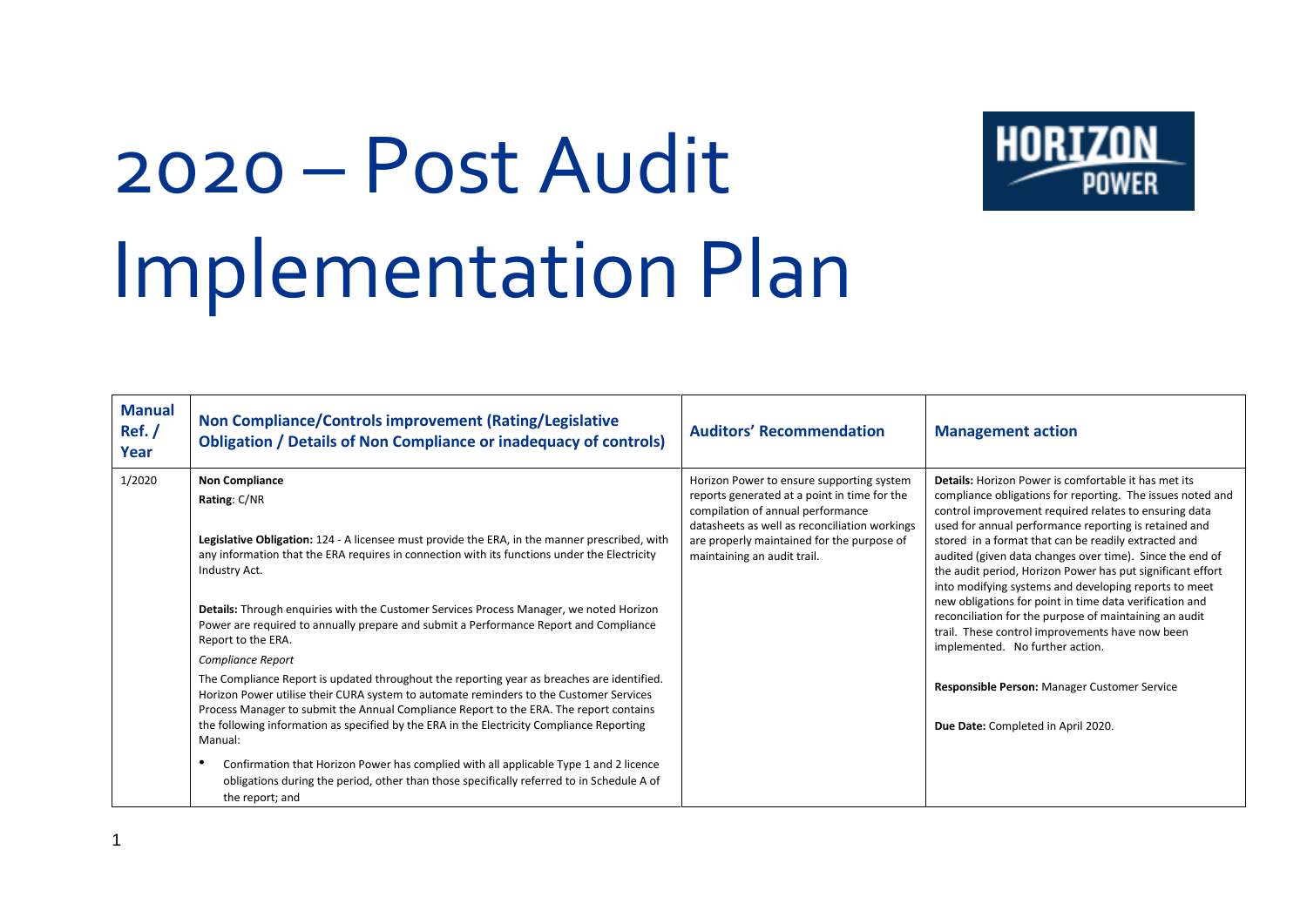# 2020 – Post Audit Implementation Plan

| Manual Ref. / Year | Non Compliance/Controls improvement (Rating/Legislative Obligation / Details of Non Compliance or inadequacy of controls) | Auditors' Recommendation | Management action |
|---|---|---|---|
| 1/2020 | **Non Compliance**<br>**Rating**: C/NR<br><br>**Legislative Obligation:** 124 - A licensee must provide the ERA, in the manner prescribed, with any information that the ERA requires in connection with its functions under the Electricity Industry Act.<br><br>**Details:** Through enquiries with the Customer Services Process Manager, we noted Horizon Power are required to annually prepare and submit a Performance Report and Compliance Report to the ERA.<br>*Compliance Report*<br>The Compliance Report is updated throughout the reporting year as breaches are identified. Horizon Power utilise their CURA system to automate reminders to the Customer Services Process Manager to submit the Annual Compliance Report to the ERA. The report contains the following information as specified by the ERA in the Electricity Compliance Reporting Manual:<br>• Confirmation that Horizon Power has complied with all applicable Type 1 and 2 licence obligations during the period, other than those specifically referred to in Schedule A of the report; and | Horizon Power to ensure supporting system reports generated at a point in time for the compilation of annual performance datasheets as well as reconciliation workings are properly maintained for the purpose of maintaining an audit trail. | **Details:** Horizon Power is comfortable it has met its compliance obligations for reporting. The issues noted and control improvement required relates to ensuring data used for annual performance reporting is retained and stored in a format that can be readily extracted and audited (given data changes over time). Since the end of the audit period, Horizon Power has put significant effort into modifying systems and developing reports to meet new obligations for point in time data verification and reconciliation for the purpose of maintaining an audit trail. These control improvements have now been implemented. No further action.<br><br>**Responsible Person:** Manager Customer Service<br><br>**Due Date:** Completed in April 2020. |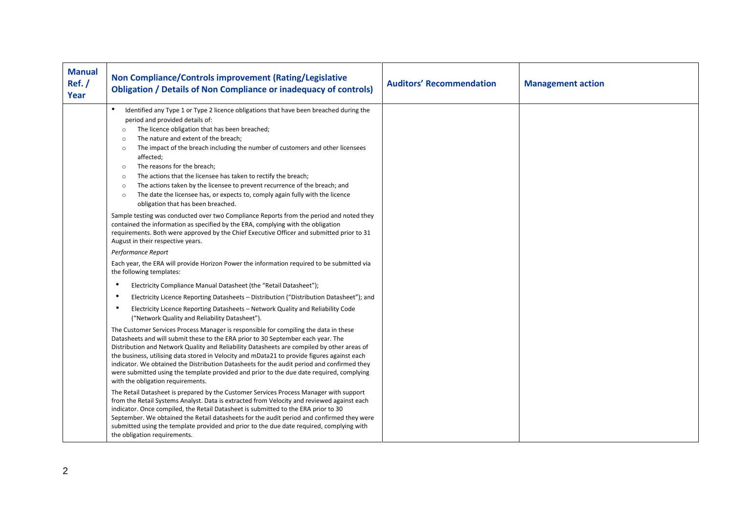| Manual Ref. / Year | Non Compliance/Controls improvement (Rating/Legislative Obligation / Details of Non Compliance or inadequacy of controls) | Auditors' Recommendation | Management action |
|---|---|---|---|
| | • Identified any Type 1 or Type 2 licence obligations that have been breached during the period and provided details of:<br>○ The licence obligation that has been breached;<br>○ The nature and extent of the breach;<br>○ The impact of the breach including the number of customers and other licensees affected;<br>○ The reasons for the breach;<br>○ The actions that the licensee has taken to rectify the breach;<br>○ The actions taken by the licensee to prevent recurrence of the breach; and<br>○ The date the licensee has, or expects to, comply again fully with the licence obligation that has been breached.<br><br>Sample testing was conducted over two Compliance Reports from the period and noted they contained the information as specified by the ERA, complying with the obligation requirements. Both were approved by the Chief Executive Officer and submitted prior to 31 August in their respective years.<br><br>*Performance Report*<br><br>Each year, the ERA will provide Horizon Power the information required to be submitted via the following templates:<br>• Electricity Compliance Manual Datasheet (the "Retail Datasheet");<br>• Electricity Licence Reporting Datasheets – Distribution ("Distribution Datasheet"); and<br>• Electricity Licence Reporting Datasheets – Network Quality and Reliability Code ("Network Quality and Reliability Datasheet").<br><br>The Customer Services Process Manager is responsible for compiling the data in these Datasheets and will submit these to the ERA prior to 30 September each year. The Distribution and Network Quality and Reliability Datasheets are compiled by other areas of the business, utilising data stored in Velocity and mData21 to provide figures against each indicator. We obtained the Distribution Datasheets for the audit period and confirmed they were submitted using the template provided and prior to the due date required, complying with the obligation requirements.<br><br>The Retail Datasheet is prepared by the Customer Services Process Manager with support from the Retail Systems Analyst. Data is extracted from Velocity and reviewed against each indicator. Once compiled, the Retail Datasheet is submitted to the ERA prior to 30 September. We obtained the Retail datasheets for the audit period and confirmed they were submitted using the template provided and prior to the due date required, complying with the obligation requirements. | | |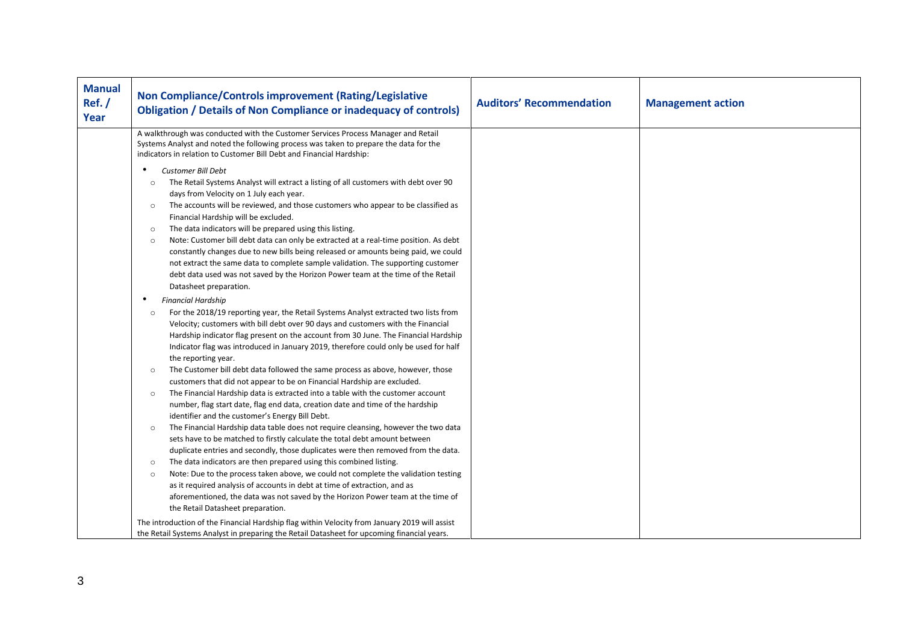| Manual Ref. / Year | Non Compliance/Controls improvement (Rating/Legislative Obligation / Details of Non Compliance or inadequacy of controls) | Auditors' Recommendation | Management action |
|---|---|---|---|
| | A walkthrough was conducted with the Customer Services Process Manager and Retail Systems Analyst and noted the following process was taken to prepare the data for the indicators in relation to Customer Bill Debt and Financial Hardship:<br><br>• *Customer Bill Debt*<br>&nbsp;&nbsp;&nbsp;&nbsp;○ The Retail Systems Analyst will extract a listing of all customers with debt over 90 days from Velocity on 1 July each year.<br>&nbsp;&nbsp;&nbsp;&nbsp;○ The accounts will be reviewed, and those customers who appear to be classified as Financial Hardship will be excluded.<br>&nbsp;&nbsp;&nbsp;&nbsp;○ The data indicators will be prepared using this listing.<br>&nbsp;&nbsp;&nbsp;&nbsp;○ Note: Customer bill debt data can only be extracted at a real-time position. As debt constantly changes due to new bills being released or amounts being paid, we could not extract the same data to complete sample validation. The supporting customer debt data used was not saved by the Horizon Power team at the time of the Retail Datasheet preparation.<br><br>• *Financial Hardship*<br>&nbsp;&nbsp;&nbsp;&nbsp;○ For the 2018/19 reporting year, the Retail Systems Analyst extracted two lists from Velocity; customers with bill debt over 90 days and customers with the Financial Hardship indicator flag present on the account from 30 June. The Financial Hardship Indicator flag was introduced in January 2019, therefore could only be used for half the reporting year.<br>&nbsp;&nbsp;&nbsp;&nbsp;○ The Customer bill debt data followed the same process as above, however, those customers that did not appear to be on Financial Hardship are excluded.<br>&nbsp;&nbsp;&nbsp;&nbsp;○ The Financial Hardship data is extracted into a table with the customer account number, flag start date, flag end data, creation date and time of the hardship identifier and the customer's Energy Bill Debt.<br>&nbsp;&nbsp;&nbsp;&nbsp;○ The Financial Hardship data table does not require cleansing, however the two data sets have to be matched to firstly calculate the total debt amount between duplicate entries and secondly, those duplicates were then removed from the data.<br>&nbsp;&nbsp;&nbsp;&nbsp;○ The data indicators are then prepared using this combined listing.<br>&nbsp;&nbsp;&nbsp;&nbsp;○ Note: Due to the process taken above, we could not complete the validation testing as it required analysis of accounts in debt at time of extraction, and as aforementioned, the data was not saved by the Horizon Power team at the time of the Retail Datasheet preparation.<br><br>The introduction of the Financial Hardship flag within Velocity from January 2019 will assist the Retail Systems Analyst in preparing the Retail Datasheet for upcoming financial years. | | |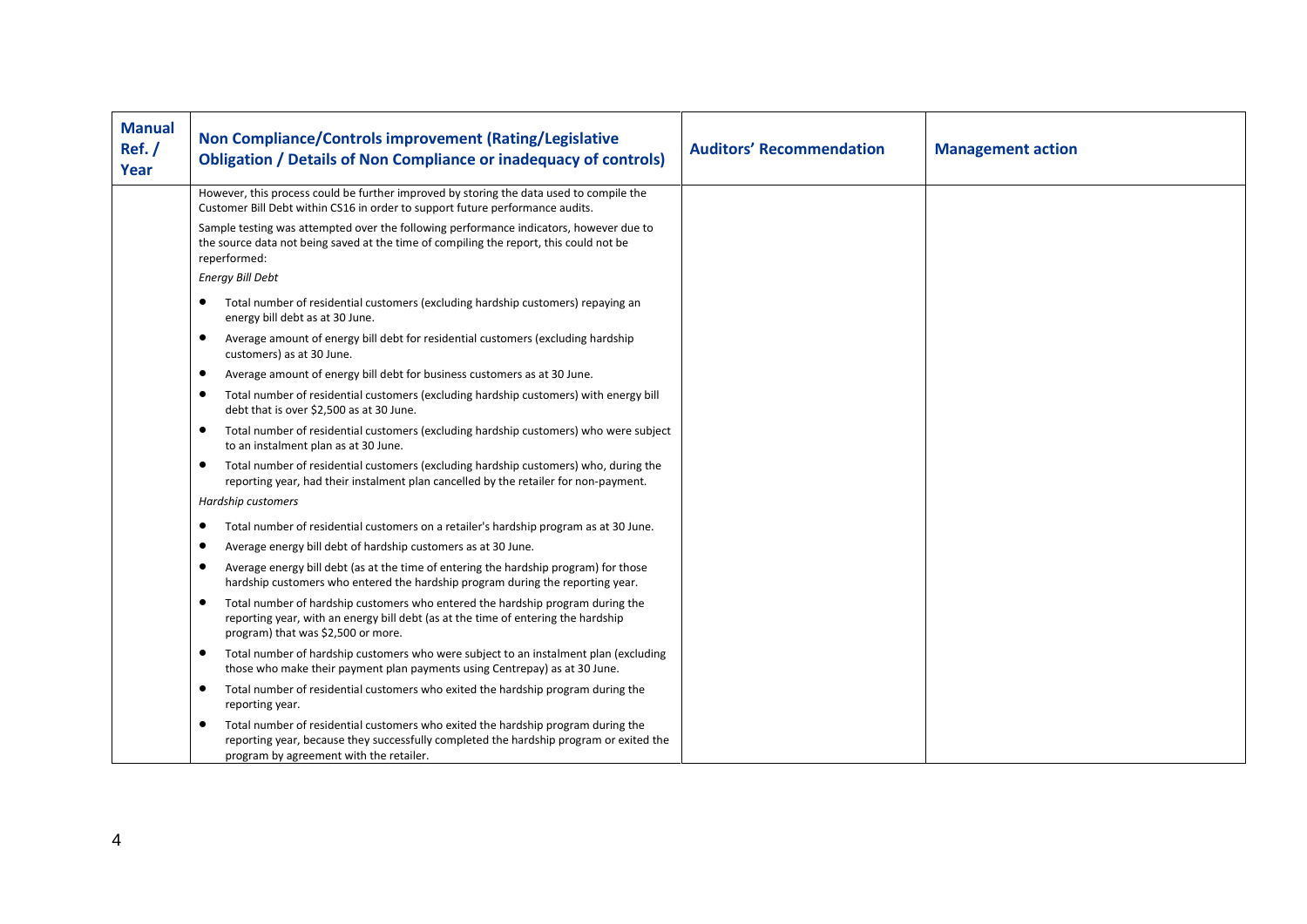| Manual Ref. / Year | Non Compliance/Controls improvement (Rating/Legislative Obligation / Details of Non Compliance or inadequacy of controls) | Auditors' Recommendation | Management action |
|---|---|---|---|
| | However, this process could be further improved by storing the data used to compile the Customer Bill Debt within CS16 in order to support future performance audits.<br><br>Sample testing was attempted over the following performance indicators, however due to the source data not being saved at the time of compiling the report, this could not be reperformed:<br><br>*Energy Bill Debt*<br><br>• Total number of residential customers (excluding hardship customers) repaying an energy bill debt as at 30 June.<br>• Average amount of energy bill debt for residential customers (excluding hardship customers) as at 30 June.<br>• Average amount of energy bill debt for business customers as at 30 June.<br>• Total number of residential customers (excluding hardship customers) with energy bill debt that is over $2,500 as at 30 June.<br>• Total number of residential customers (excluding hardship customers) who were subject to an instalment plan as at 30 June.<br>• Total number of residential customers (excluding hardship customers) who, during the reporting year, had their instalment plan cancelled by the retailer for non-payment.<br><br>*Hardship customers*<br><br>• Total number of residential customers on a retailer's hardship program as at 30 June.<br>• Average energy bill debt of hardship customers as at 30 June.<br>• Average energy bill debt (as at the time of entering the hardship program) for those hardship customers who entered the hardship program during the reporting year.<br>• Total number of hardship customers who entered the hardship program during the reporting year, with an energy bill debt (as at the time of entering the hardship program) that was $2,500 or more.<br>• Total number of hardship customers who were subject to an instalment plan (excluding those who make their payment plan payments using Centrepay) as at 30 June.<br>• Total number of residential customers who exited the hardship program during the reporting year.<br>• Total number of residential customers who exited the hardship program during the reporting year, because they successfully completed the hardship program or exited the program by agreement with the retailer. | | |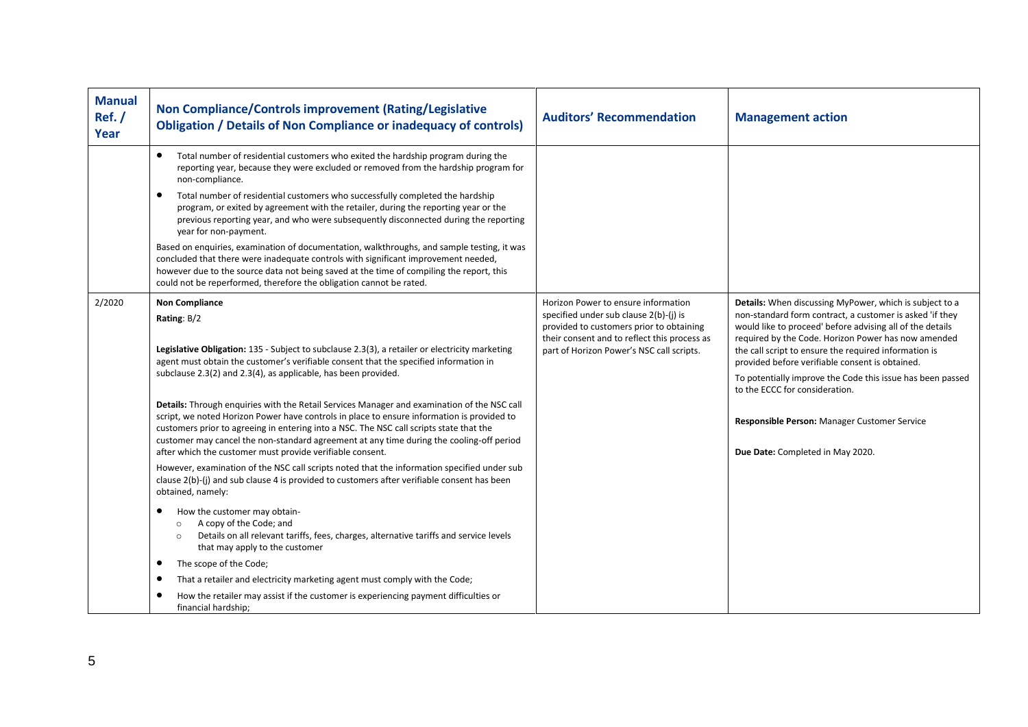| Manual Ref. / Year | Non Compliance/Controls improvement (Rating/Legislative Obligation / Details of Non Compliance or inadequacy of controls) | Auditors' Recommendation | Management action |
|---|---|---|---|
| | • Total number of residential customers who exited the hardship program during the reporting year, because they were excluded or removed from the hardship program for non-compliance.<br>• Total number of residential customers who successfully completed the hardship program, or exited by agreement with the retailer, during the reporting year or the previous reporting year, and who were subsequently disconnected during the reporting year for non-payment.<br>Based on enquiries, examination of documentation, walkthroughs, and sample testing, it was concluded that there were inadequate controls with significant improvement needed, however due to the source data not being saved at the time of compiling the report, this could not be reperformed, therefore the obligation cannot be rated. | | |
| 2/2020 | **Non Compliance**<br>**Rating**: B/2<br><br>**Legislative Obligation:** 135 - Subject to subclause 2.3(3), a retailer or electricity marketing agent must obtain the customer's verifiable consent that the specified information in subclause 2.3(2) and 2.3(4), as applicable, has been provided.<br><br>**Details:** Through enquiries with the Retail Services Manager and examination of the NSC call script, we noted Horizon Power have controls in place to ensure information is provided to customers prior to agreeing in entering into a NSC. The NSC call scripts state that the customer may cancel the non-standard agreement at any time during the cooling-off period after which the customer must provide verifiable consent.<br>However, examination of the NSC call scripts noted that the information specified under sub clause 2(b)-(j) and sub clause 4 is provided to customers after verifiable consent has been obtained, namely:<br>• How the customer may obtain-<br>  ○ A copy of the Code; and<br>  ○ Details on all relevant tariffs, fees, charges, alternative tariffs and service levels that may apply to the customer<br>• The scope of the Code;<br>• That a retailer and electricity marketing agent must comply with the Code;<br>• How the retailer may assist if the customer is experiencing payment difficulties or financial hardship; | Horizon Power to ensure information specified under sub clause 2(b)-(j) is provided to customers prior to obtaining their consent and to reflect this process as part of Horizon Power's NSC call scripts. | **Details:** When discussing MyPower, which is subject to a non-standard form contract, a customer is asked 'if they would like to proceed' before advising all of the details required by the Code. Horizon Power has now amended the call script to ensure the required information is provided before verifiable consent is obtained.<br>To potentially improve the Code this issue has been passed to the ECCC for consideration.<br><br>**Responsible Person:** Manager Customer Service<br><br>**Due Date:** Completed in May 2020. |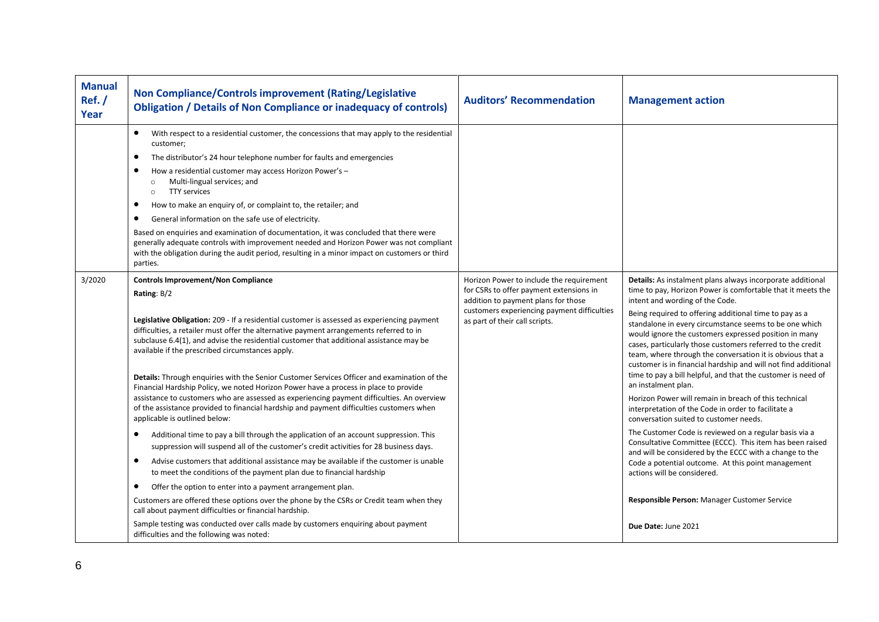| Manual Ref. / Year | Non Compliance/Controls improvement (Rating/Legislative Obligation / Details of Non Compliance or inadequacy of controls) | Auditors' Recommendation | Management action |
|---|---|---|---|
| | • With respect to a residential customer, the concessions that may apply to the residential customer;<br>• The distributor's 24 hour telephone number for faults and emergencies<br>• How a residential customer may access Horizon Power's –<br>&nbsp;&nbsp;○ Multi-lingual services; and<br>&nbsp;&nbsp;○ TTY services<br>• How to make an enquiry of, or complaint to, the retailer; and<br>• General information on the safe use of electricity.<br>Based on enquiries and examination of documentation, it was concluded that there were generally adequate controls with improvement needed and Horizon Power was not compliant with the obligation during the audit period, resulting in a minor impact on customers or third parties. | | |
| 3/2020 | **Controls Improvement/Non Compliance**<br>**Rating**: B/2<br><br>**Legislative Obligation:** 209 - If a residential customer is assessed as experiencing payment difficulties, a retailer must offer the alternative payment arrangements referred to in subclause 6.4(1), and advise the residential customer that additional assistance may be available if the prescribed circumstances apply.<br><br>**Details:** Through enquiries with the Senior Customer Services Officer and examination of the Financial Hardship Policy, we noted Horizon Power have a process in place to provide assistance to customers who are assessed as experiencing payment difficulties. An overview of the assistance provided to financial hardship and payment difficulties customers when applicable is outlined below:<br>• Additional time to pay a bill through the application of an account suppression. This suppression will suspend all of the customer's credit activities for 28 business days.<br>• Advise customers that additional assistance may be available if the customer is unable to meet the conditions of the payment plan due to financial hardship<br>• Offer the option to enter into a payment arrangement plan.<br>Customers are offered these options over the phone by the CSRs or Credit team when they call about payment difficulties or financial hardship.<br>Sample testing was conducted over calls made by customers enquiring about payment difficulties and the following was noted: | Horizon Power to include the requirement for CSRs to offer payment extensions in addition to payment plans for those customers experiencing payment difficulties as part of their call scripts. | **Details:** As instalment plans always incorporate additional time to pay, Horizon Power is comfortable that it meets the intent and wording of the Code.<br>Being required to offering additional time to pay as a standalone in every circumstance seems to be one which would ignore the customers expressed position in many cases, particularly those customers referred to the credit team, where through the conversation it is obvious that a customer is in financial hardship and will not find additional time to pay a bill helpful, and that the customer is need of an instalment plan.<br>Horizon Power will remain in breach of this technical interpretation of the Code in order to facilitate a conversation suited to customer needs.<br>The Customer Code is reviewed on a regular basis via a Consultative Committee (ECCC). This item has been raised and will be considered by the ECCC with a change to the Code a potential outcome. At this point management actions will be considered.<br><br>**Responsible Person:** Manager Customer Service<br><br>**Due Date:** June 2021 |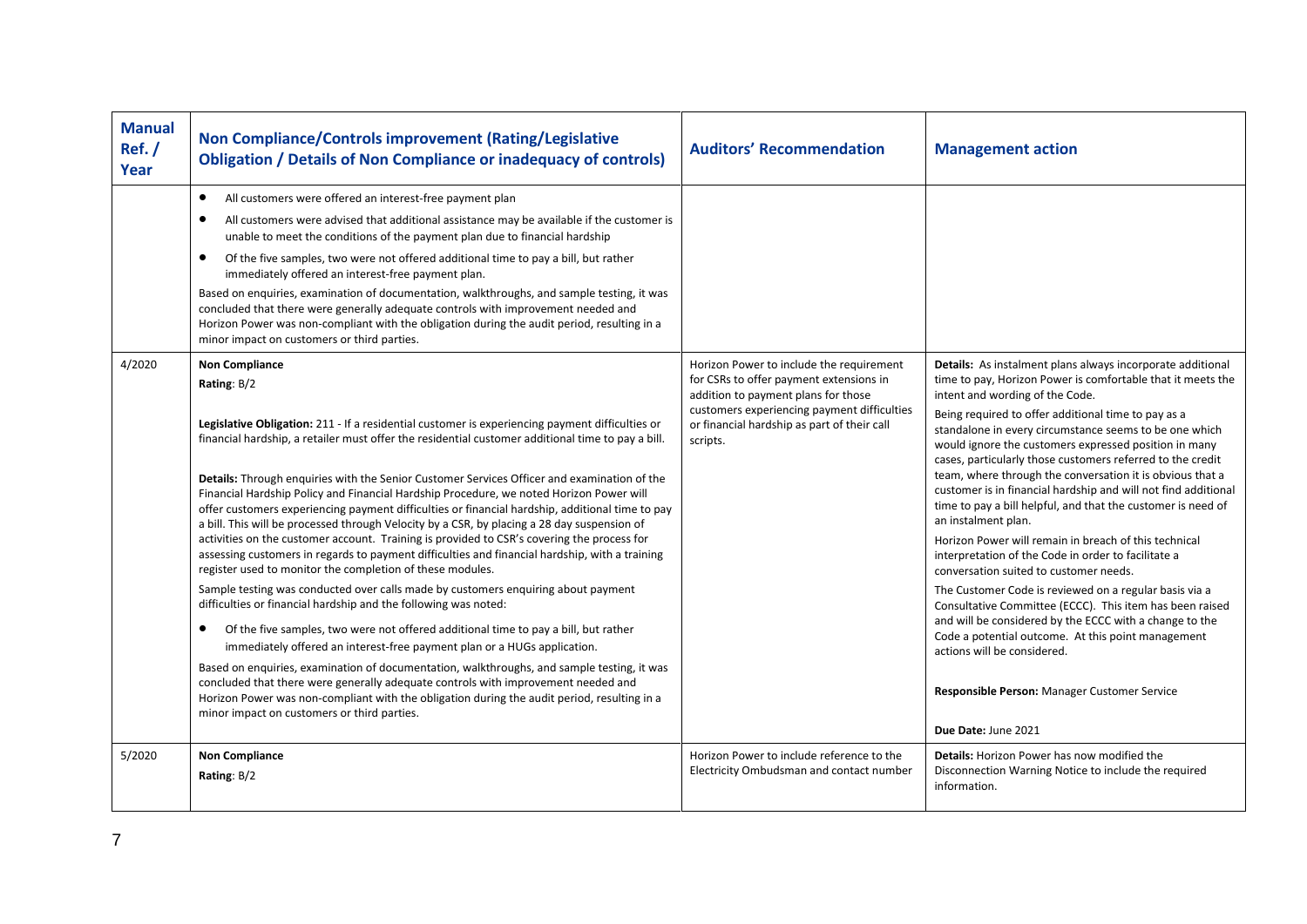| Manual Ref. / Year | Non Compliance/Controls improvement (Rating/Legislative Obligation / Details of Non Compliance or inadequacy of controls) | Auditors' Recommendation | Management action |
|---|---|---|---|
| | • All customers were offered an interest-free payment plan<br>• All customers were advised that additional assistance may be available if the customer is unable to meet the conditions of the payment plan due to financial hardship<br>• Of the five samples, two were not offered additional time to pay a bill, but rather immediately offered an interest-free payment plan.<br>Based on enquiries, examination of documentation, walkthroughs, and sample testing, it was concluded that there were generally adequate controls with improvement needed and Horizon Power was non-compliant with the obligation during the audit period, resulting in a minor impact on customers or third parties. | | |
| 4/2020 | **Non Compliance**<br>**Rating**: B/2<br><br>**Legislative Obligation:** 211 - If a residential customer is experiencing payment difficulties or financial hardship, a retailer must offer the residential customer additional time to pay a bill.<br><br>**Details:** Through enquiries with the Senior Customer Services Officer and examination of the Financial Hardship Policy and Financial Hardship Procedure, we noted Horizon Power will offer customers experiencing payment difficulties or financial hardship, additional time to pay a bill. This will be processed through Velocity by a CSR, by placing a 28 day suspension of activities on the customer account. Training is provided to CSR's covering the process for assessing customers in regards to payment difficulties and financial hardship, with a training register used to monitor the completion of these modules.<br>Sample testing was conducted over calls made by customers enquiring about payment difficulties or financial hardship and the following was noted:<br>• Of the five samples, two were not offered additional time to pay a bill, but rather immediately offered an interest-free payment plan or a HUGs application.<br>Based on enquiries, examination of documentation, walkthroughs, and sample testing, it was concluded that there were generally adequate controls with improvement needed and Horizon Power was non-compliant with the obligation during the audit period, resulting in a minor impact on customers or third parties. | Horizon Power to include the requirement for CSRs to offer payment extensions in addition to payment plans for those customers experiencing payment difficulties or financial hardship as part of their call scripts. | **Details:** As instalment plans always incorporate additional time to pay, Horizon Power is comfortable that it meets the intent and wording of the Code.<br>Being required to offer additional time to pay as a standalone in every circumstance seems to be one which would ignore the customers expressed position in many cases, particularly those customers referred to the credit team, where through the conversation it is obvious that a customer is in financial hardship and will not find additional time to pay a bill helpful, and that the customer is need of an instalment plan.<br>Horizon Power will remain in breach of this technical interpretation of the Code in order to facilitate a conversation suited to customer needs.<br>The Customer Code is reviewed on a regular basis via a Consultative Committee (ECCC). This item has been raised and will be considered by the ECCC with a change to the Code a potential outcome. At this point management actions will be considered.<br><br>**Responsible Person:** Manager Customer Service<br><br>**Due Date:** June 2021 |
| 5/2020 | **Non Compliance**<br>**Rating**: B/2 | Horizon Power to include reference to the Electricity Ombudsman and contact number | **Details:** Horizon Power has now modified the Disconnection Warning Notice to include the required information. |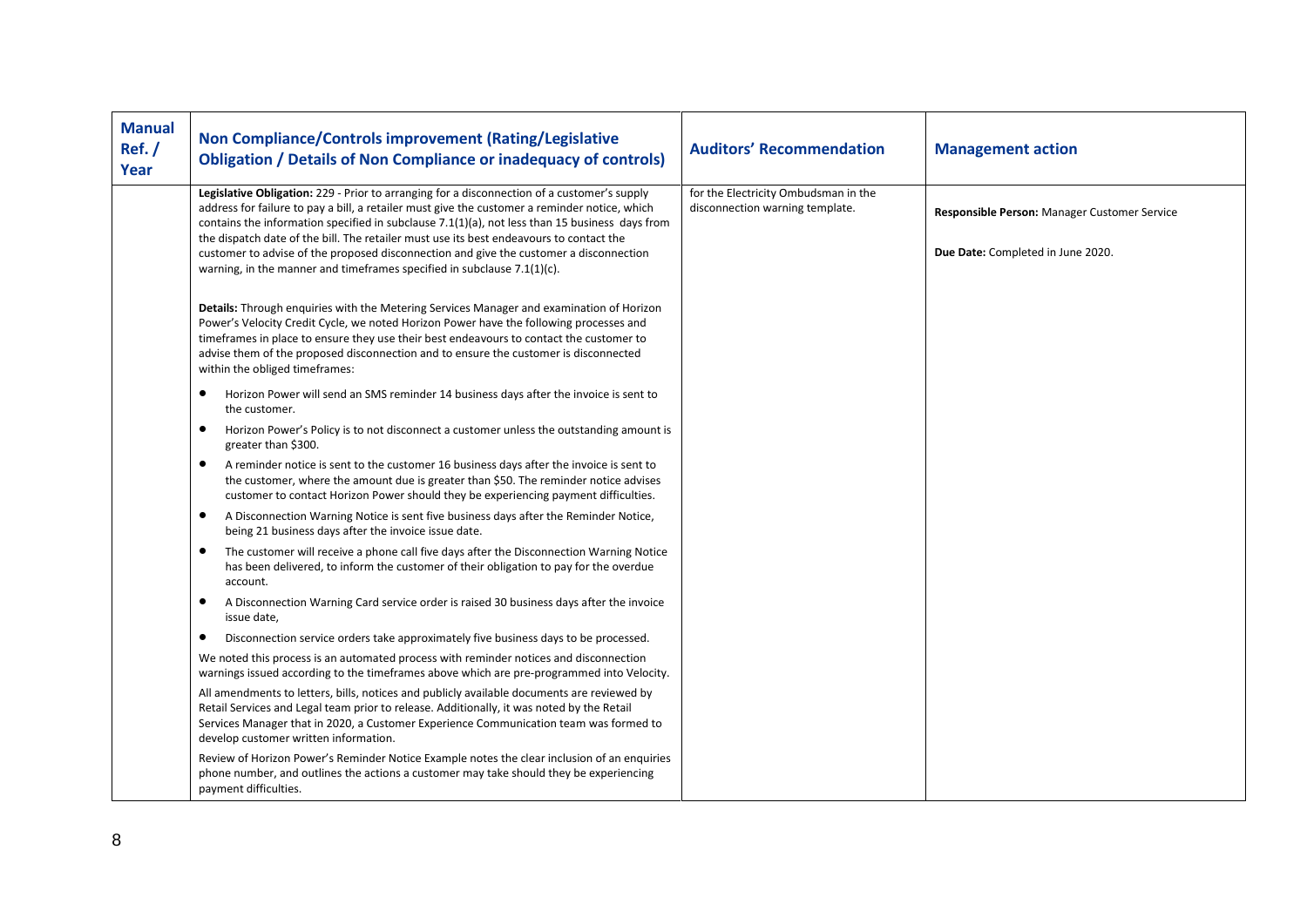| Manual Ref. / Year | Non Compliance/Controls improvement (Rating/Legislative Obligation / Details of Non Compliance or inadequacy of controls) | Auditors' Recommendation | Management action |
|---|---|---|---|
| | **Legislative Obligation:** 229 - Prior to arranging for a disconnection of a customer's supply address for failure to pay a bill, a retailer must give the customer a reminder notice, which contains the information specified in subclause 7.1(1)(a), not less than 15 business days from the dispatch date of the bill. The retailer must use its best endeavours to contact the customer to advise of the proposed disconnection and give the customer a disconnection warning, in the manner and timeframes specified in subclause 7.1(1)(c).<br><br>**Details:** Through enquiries with the Metering Services Manager and examination of Horizon Power's Velocity Credit Cycle, we noted Horizon Power have the following processes and timeframes in place to ensure they use their best endeavours to contact the customer to advise them of the proposed disconnection and to ensure the customer is disconnected within the obliged timeframes:<br><br>• Horizon Power will send an SMS reminder 14 business days after the invoice is sent to the customer.<br>• Horizon Power's Policy is to not disconnect a customer unless the outstanding amount is greater than $300.<br>• A reminder notice is sent to the customer 16 business days after the invoice is sent to the customer, where the amount due is greater than $50. The reminder notice advises customer to contact Horizon Power should they be experiencing payment difficulties.<br>• A Disconnection Warning Notice is sent five business days after the Reminder Notice, being 21 business days after the invoice issue date.<br>• The customer will receive a phone call five days after the Disconnection Warning Notice has been delivered, to inform the customer of their obligation to pay for the overdue account.<br>• A Disconnection Warning Card service order is raised 30 business days after the invoice issue date,<br>• Disconnection service orders take approximately five business days to be processed.<br><br>We noted this process is an automated process with reminder notices and disconnection warnings issued according to the timeframes above which are pre-programmed into Velocity.<br><br>All amendments to letters, bills, notices and publicly available documents are reviewed by Retail Services and Legal team prior to release. Additionally, it was noted by the Retail Services Manager that in 2020, a Customer Experience Communication team was formed to develop customer written information.<br><br>Review of Horizon Power's Reminder Notice Example notes the clear inclusion of an enquiries phone number, and outlines the actions a customer may take should they be experiencing payment difficulties. | for the Electricity Ombudsman in the disconnection warning template. | **Responsible Person:** Manager Customer Service<br><br>**Due Date:** Completed in June 2020. |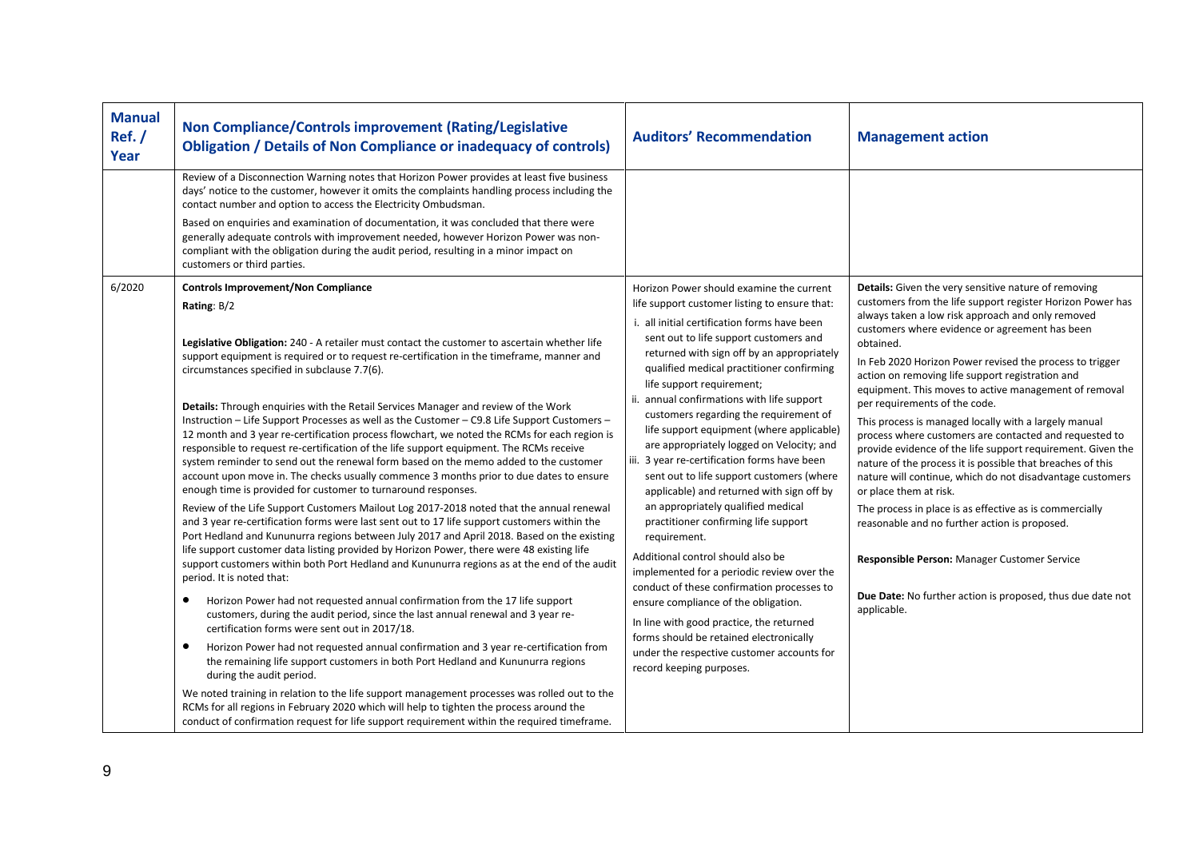| Manual Ref. / Year | Non Compliance/Controls improvement (Rating/Legislative Obligation / Details of Non Compliance or inadequacy of controls) | Auditors' Recommendation | Management action |
|---|---|---|---|
| | Review of a Disconnection Warning notes that Horizon Power provides at least five business days' notice to the customer, however it omits the complaints handling process including the contact number and option to access the Electricity Ombudsman.<br><br>Based on enquiries and examination of documentation, it was concluded that there were generally adequate controls with improvement needed, however Horizon Power was non-compliant with the obligation during the audit period, resulting in a minor impact on customers or third parties. | | |
| 6/2020 | **Controls Improvement/Non Compliance**<br><br>**Rating**: B/2<br><br>**Legislative Obligation:** 240 - A retailer must contact the customer to ascertain whether life support equipment is required or to request re-certification in the timeframe, manner and circumstances specified in subclause 7.7(6).<br><br>**Details:** Through enquiries with the Retail Services Manager and review of the Work Instruction – Life Support Processes as well as the Customer – C9.8 Life Support Customers – 12 month and 3 year re-certification process flowchart, we noted the RCMs for each region is responsible to request re-certification of the life support equipment. The RCMs receive system reminder to send out the renewal form based on the memo added to the customer account upon move in. The checks usually commence 3 months prior to due dates to ensure enough time is provided for customer to turnaround responses.<br><br>Review of the Life Support Customers Mailout Log 2017-2018 noted that the annual renewal and 3 year re-certification forms were last sent out to 17 life support customers within the Port Hedland and Kununurra regions between July 2017 and April 2018. Based on the existing life support customer data listing provided by Horizon Power, there were 48 existing life support customers within both Port Hedland and Kununurra regions as at the end of the audit period. It is noted that:<br><br>• Horizon Power had not requested annual confirmation from the 17 life support customers, during the audit period, since the last annual renewal and 3 year re-certification forms were sent out in 2017/18.<br>• Horizon Power had not requested annual confirmation and 3 year re-certification from the remaining life support customers in both Port Hedland and Kununurra regions during the audit period.<br><br>We noted training in relation to the life support management processes was rolled out to the RCMs for all regions in February 2020 which will help to tighten the process around the conduct of confirmation request for life support requirement within the required timeframe. | Horizon Power should examine the current life support customer listing to ensure that:<br>i. all initial certification forms have been sent out to life support customers and returned with sign off by an appropriately qualified medical practitioner confirming life support requirement;<br>ii. annual confirmations with life support customers regarding the requirement of life support equipment (where applicable) are appropriately logged on Velocity; and<br>iii. 3 year re-certification forms have been sent out to life support customers (where applicable) and returned with sign off by an appropriately qualified medical practitioner confirming life support requirement.<br><br>Additional control should also be implemented for a periodic review over the conduct of these confirmation processes to ensure compliance of the obligation.<br><br>In line with good practice, the returned forms should be retained electronically under the respective customer accounts for record keeping purposes. | **Details:** Given the very sensitive nature of removing customers from the life support register Horizon Power has always taken a low risk approach and only removed customers where evidence or agreement has been obtained.<br><br>In Feb 2020 Horizon Power revised the process to trigger action on removing life support registration and equipment. This moves to active management of removal per requirements of the code.<br><br>This process is managed locally with a largely manual process where customers are contacted and requested to provide evidence of the life support requirement. Given the nature of the process it is possible that breaches of this nature will continue, which do not disadvantage customers or place them at risk.<br><br>The process in place is as effective as is commercially reasonable and no further action is proposed.<br><br>**Responsible Person:** Manager Customer Service<br><br>**Due Date:** No further action is proposed, thus due date not applicable. |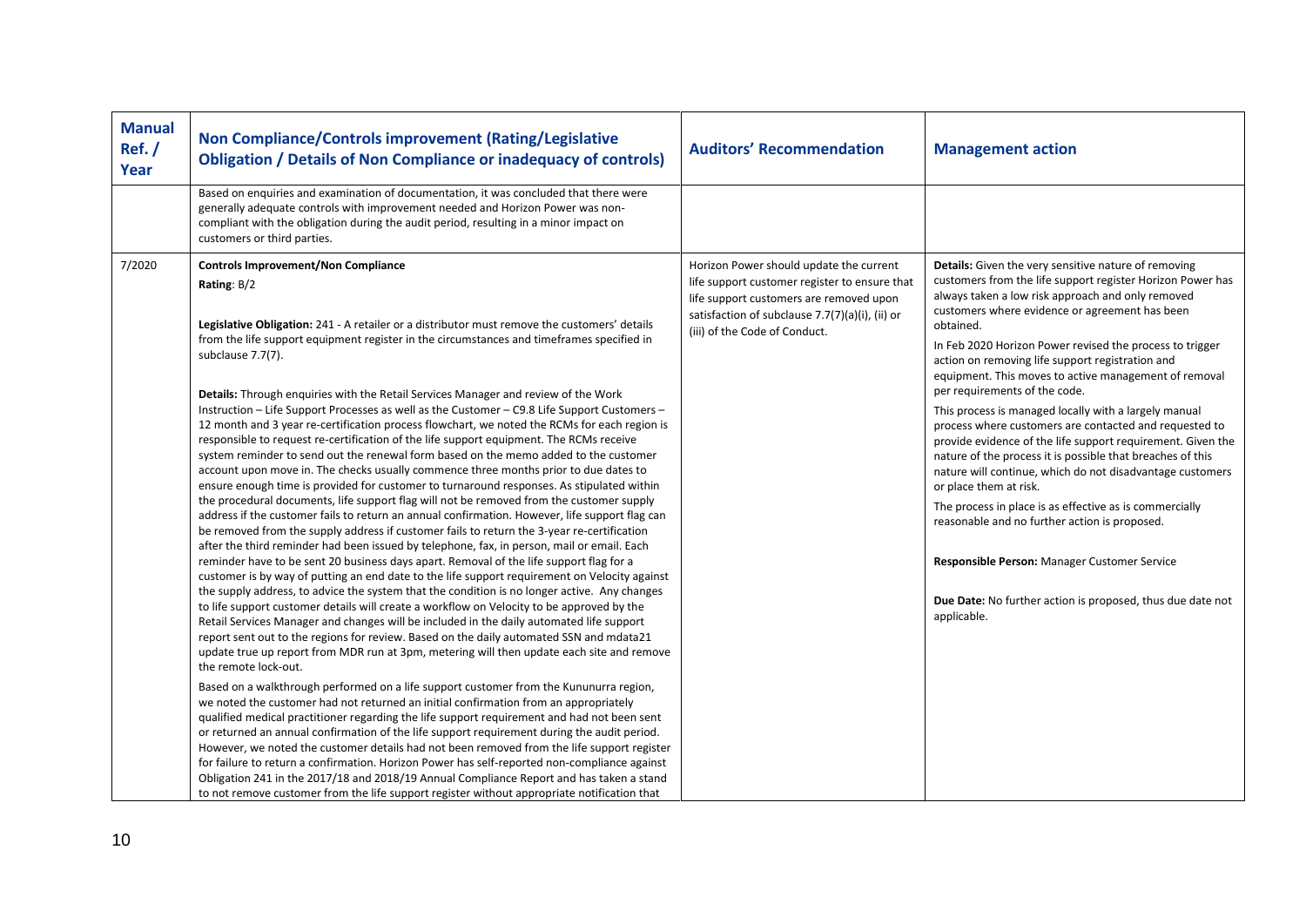| Manual Ref. / Year | Non Compliance/Controls improvement (Rating/Legislative Obligation / Details of Non Compliance or inadequacy of controls) | Auditors' Recommendation | Management action |
|---|---|---|---|
| | Based on enquiries and examination of documentation, it was concluded that there were generally adequate controls with improvement needed and Horizon Power was non-compliant with the obligation during the audit period, resulting in a minor impact on customers or third parties. | | |
| 7/2020 | **Controls Improvement/Non Compliance**<br><br>**Rating**: B/2<br><br>**Legislative Obligation:** 241 - A retailer or a distributor must remove the customers' details from the life support equipment register in the circumstances and timeframes specified in subclause 7.7(7).<br><br>**Details:** Through enquiries with the Retail Services Manager and review of the Work Instruction – Life Support Processes as well as the Customer – C9.8 Life Support Customers – 12 month and 3 year re-certification process flowchart, we noted the RCMs for each region is responsible to request re-certification of the life support equipment. The RCMs receive system reminder to send out the renewal form based on the memo added to the customer account upon move in. The checks usually commence three months prior to due dates to ensure enough time is provided for customer to turnaround responses. As stipulated within the procedural documents, life support flag will not be removed from the customer supply address if the customer fails to return an annual confirmation. However, life support flag can be removed from the supply address if customer fails to return the 3-year re-certification after the third reminder had been issued by telephone, fax, in person, mail or email. Each reminder have to be sent 20 business days apart. Removal of the life support flag for a customer is by way of putting an end date to the life support requirement on Velocity against the supply address, to advice the system that the condition is no longer active. Any changes to life support customer details will create a workflow on Velocity to be approved by the Retail Services Manager and changes will be included in the daily automated life support report sent out to the regions for review. Based on the daily automated SSN and mdata21 update true up report from MDR run at 3pm, metering will then update each site and remove the remote lock-out.<br><br>Based on a walkthrough performed on a life support customer from the Kununurra region, we noted the customer had not returned an initial confirmation from an appropriately qualified medical practitioner regarding the life support requirement and had not been sent or returned an annual confirmation of the life support requirement during the audit period. However, we noted the customer details had not been removed from the life support register for failure to return a confirmation. Horizon Power has self-reported non-compliance against Obligation 241 in the 2017/18 and 2018/19 Annual Compliance Report and has taken a stand to not remove customer from the life support register without appropriate notification that | Horizon Power should update the current life support customer register to ensure that life support customers are removed upon satisfaction of subclause 7.7(7)(a)(i), (ii) or (iii) of the Code of Conduct. | **Details:** Given the very sensitive nature of removing customers from the life support register Horizon Power has always taken a low risk approach and only removed customers where evidence or agreement has been obtained.<br><br>In Feb 2020 Horizon Power revised the process to trigger action on removing life support registration and equipment. This moves to active management of removal per requirements of the code.<br><br>This process is managed locally with a largely manual process where customers are contacted and requested to provide evidence of the life support requirement. Given the nature of the process it is possible that breaches of this nature will continue, which do not disadvantage customers or place them at risk.<br><br>The process in place is as effective as is commercially reasonable and no further action is proposed.<br><br>**Responsible Person:** Manager Customer Service<br><br>**Due Date:** No further action is proposed, thus due date not applicable. |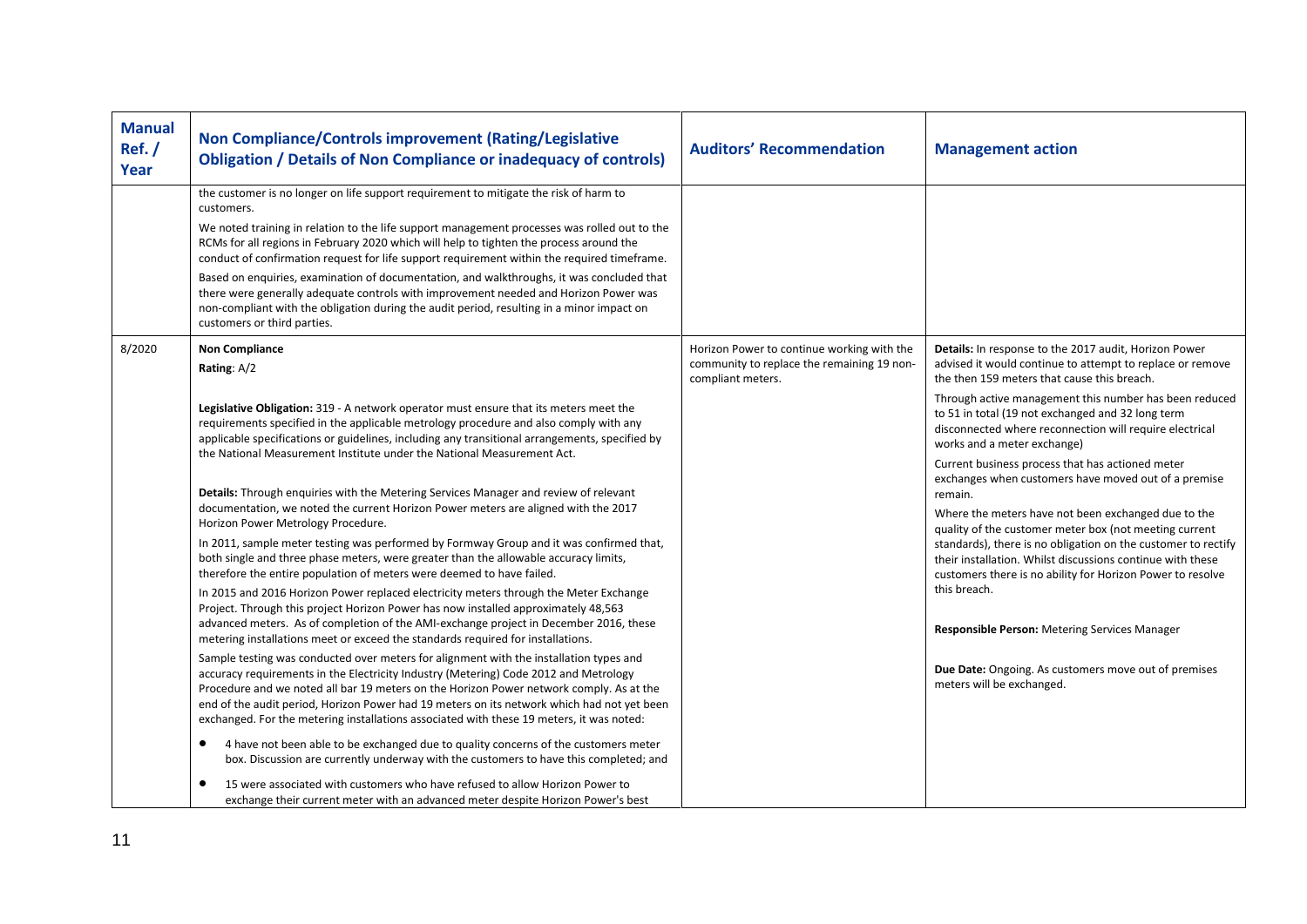| Manual Ref. / Year | Non Compliance/Controls improvement (Rating/Legislative Obligation / Details of Non Compliance or inadequacy of controls) | Auditors' Recommendation | Management action |
|---|---|---|---|
| | the customer is no longer on life support requirement to mitigate the risk of harm to customers.<br><br>We noted training in relation to the life support management processes was rolled out to the RCMs for all regions in February 2020 which will help to tighten the process around the conduct of confirmation request for life support requirement within the required timeframe.<br><br>Based on enquiries, examination of documentation, and walkthroughs, it was concluded that there were generally adequate controls with improvement needed and Horizon Power was non-compliant with the obligation during the audit period, resulting in a minor impact on customers or third parties. | | |
| 8/2020 | **Non Compliance**<br>**Rating**: A/2<br><br>**Legislative Obligation:** 319 - A network operator must ensure that its meters meet the requirements specified in the applicable metrology procedure and also comply with any applicable specifications or guidelines, including any transitional arrangements, specified by the National Measurement Institute under the National Measurement Act.<br><br>**Details:** Through enquiries with the Metering Services Manager and review of relevant documentation, we noted the current Horizon Power meters are aligned with the 2017 Horizon Power Metrology Procedure.<br><br>In 2011, sample meter testing was performed by Formway Group and it was confirmed that, both single and three phase meters, were greater than the allowable accuracy limits, therefore the entire population of meters were deemed to have failed.<br><br>In 2015 and 2016 Horizon Power replaced electricity meters through the Meter Exchange Project. Through this project Horizon Power has now installed approximately 48,563 advanced meters. As of completion of the AMI-exchange project in December 2016, these metering installations meet or exceed the standards required for installations.<br><br>Sample testing was conducted over meters for alignment with the installation types and accuracy requirements in the Electricity Industry (Metering) Code 2012 and Metrology Procedure and we noted all bar 19 meters on the Horizon Power network comply. As at the end of the audit period, Horizon Power had 19 meters on its network which had not yet been exchanged. For the metering installations associated with these 19 meters, it was noted:<br><br>• 4 have not been able to be exchanged due to quality concerns of the customers meter box. Discussion are currently underway with the customers to have this completed; and<br><br>• 15 were associated with customers who have refused to allow Horizon Power to exchange their current meter with an advanced meter despite Horizon Power's best | Horizon Power to continue working with the community to replace the remaining 19 non-compliant meters. | **Details:** In response to the 2017 audit, Horizon Power advised it would continue to attempt to replace or remove the then 159 meters that cause this breach.<br><br>Through active management this number has been reduced to 51 in total (19 not exchanged and 32 long term disconnected where reconnection will require electrical works and a meter exchange)<br><br>Current business process that has actioned meter exchanges when customers have moved out of a premise remain.<br><br>Where the meters have not been exchanged due to the quality of the customer meter box (not meeting current standards), there is no obligation on the customer to rectify their installation. Whilst discussions continue with these customers there is no ability for Horizon Power to resolve this breach.<br><br>**Responsible Person:** Metering Services Manager<br><br>**Due Date:** Ongoing. As customers move out of premises meters will be exchanged. |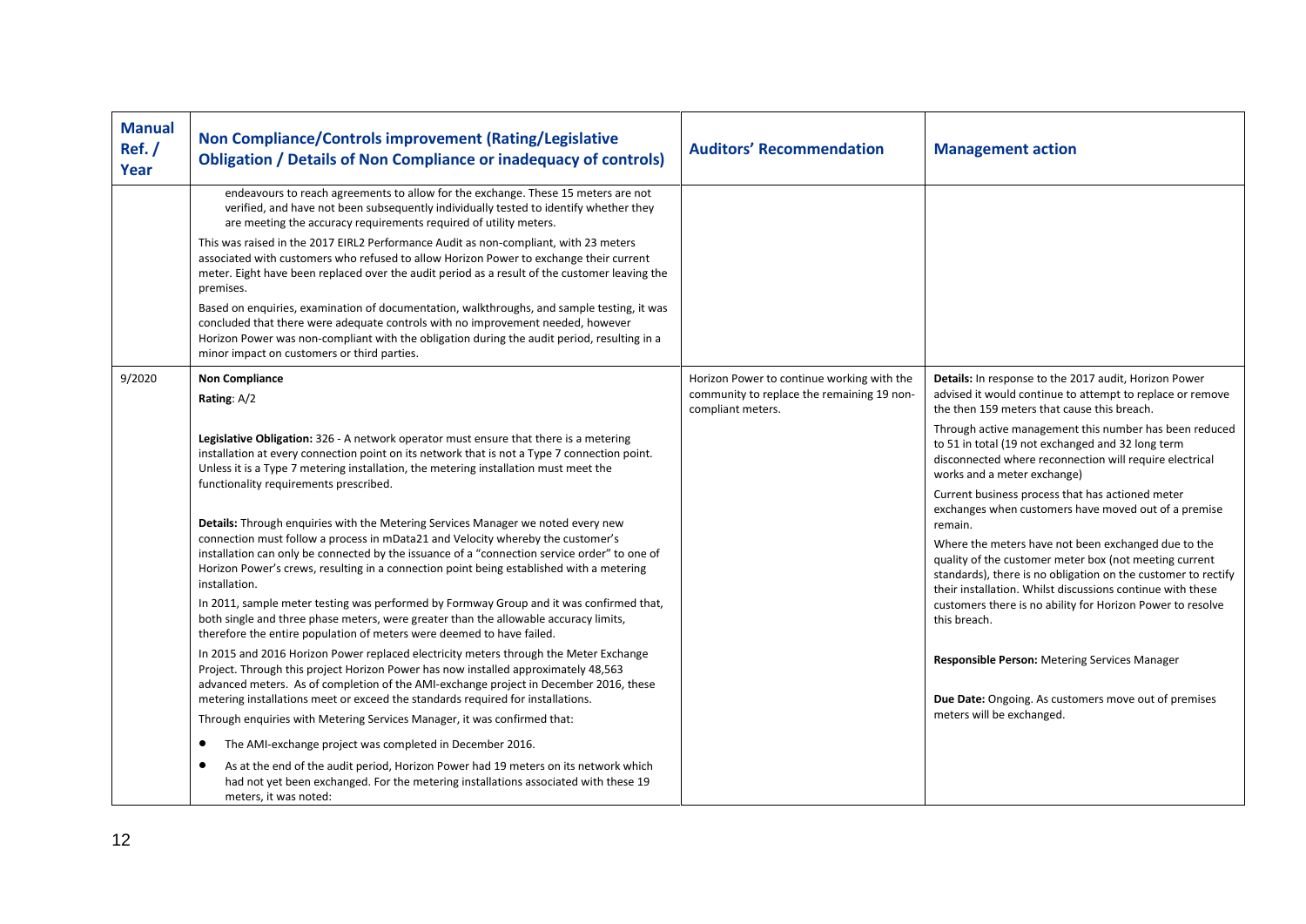| Manual Ref. / Year | Non Compliance/Controls improvement (Rating/Legislative Obligation / Details of Non Compliance or inadequacy of controls) | Auditors' Recommendation | Management action |
|---|---|---|---|
| | endeavours to reach agreements to allow for the exchange. These 15 meters are not verified, and have not been subsequently individually tested to identify whether they are meeting the accuracy requirements required of utility meters.<br><br>This was raised in the 2017 EIRL2 Performance Audit as non-compliant, with 23 meters associated with customers who refused to allow Horizon Power to exchange their current meter. Eight have been replaced over the audit period as a result of the customer leaving the premises.<br><br>Based on enquiries, examination of documentation, walkthroughs, and sample testing, it was concluded that there were adequate controls with no improvement needed, however Horizon Power was non-compliant with the obligation during the audit period, resulting in a minor impact on customers or third parties. | | |
| 9/2020 | **Non Compliance**<br>**Rating**: A/2<br><br>**Legislative Obligation:** 326 - A network operator must ensure that there is a metering installation at every connection point on its network that is not a Type 7 connection point. Unless it is a Type 7 metering installation, the metering installation must meet the functionality requirements prescribed.<br><br>**Details:** Through enquiries with the Metering Services Manager we noted every new connection must follow a process in mData21 and Velocity whereby the customer's installation can only be connected by the issuance of a "connection service order" to one of Horizon Power's crews, resulting in a connection point being established with a metering installation.<br><br>In 2011, sample meter testing was performed by Formway Group and it was confirmed that, both single and three phase meters, were greater than the allowable accuracy limits, therefore the entire population of meters were deemed to have failed.<br><br>In 2015 and 2016 Horizon Power replaced electricity meters through the Meter Exchange Project. Through this project Horizon Power has now installed approximately 48,563 advanced meters. As of completion of the AMI-exchange project in December 2016, these metering installations meet or exceed the standards required for installations.<br><br>Through enquiries with Metering Services Manager, it was confirmed that:<br><br>• The AMI-exchange project was completed in December 2016.<br><br>• As at the end of the audit period, Horizon Power had 19 meters on its network which had not yet been exchanged. For the metering installations associated with these 19 meters, it was noted: | Horizon Power to continue working with the community to replace the remaining 19 non-compliant meters. | **Details:** In response to the 2017 audit, Horizon Power advised it would continue to attempt to replace or remove the then 159 meters that cause this breach.<br><br>Through active management this number has been reduced to 51 in total (19 not exchanged and 32 long term disconnected where reconnection will require electrical works and a meter exchange)<br><br>Current business process that has actioned meter exchanges when customers have moved out of a premise remain.<br><br>Where the meters have not been exchanged due to the quality of the customer meter box (not meeting current standards), there is no obligation on the customer to rectify their installation. Whilst discussions continue with these customers there is no ability for Horizon Power to resolve this breach.<br><br>**Responsible Person:** Metering Services Manager<br><br>**Due Date:** Ongoing. As customers move out of premises meters will be exchanged. |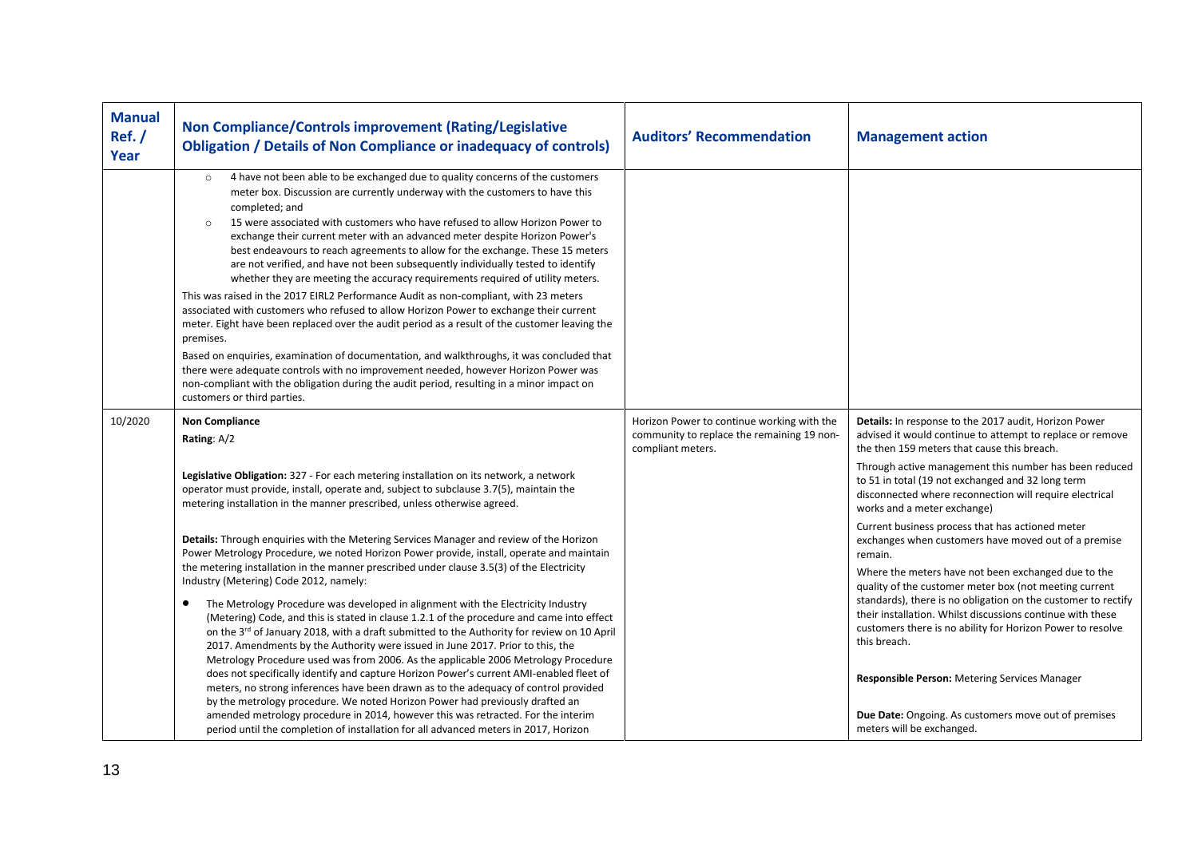| Manual Ref. / Year | Non Compliance/Controls improvement (Rating/Legislative Obligation / Details of Non Compliance or inadequacy of controls) | Auditors' Recommendation | Management action |
|---|---|---|---|
| | ○ 4 have not been able to be exchanged due to quality concerns of the customers meter box. Discussion are currently underway with the customers to have this completed; and<br>○ 15 were associated with customers who have refused to allow Horizon Power to exchange their current meter with an advanced meter despite Horizon Power's best endeavours to reach agreements to allow for the exchange. These 15 meters are not verified, and have not been subsequently individually tested to identify whether they are meeting the accuracy requirements required of utility meters.<br><br>This was raised in the 2017 EIRL2 Performance Audit as non-compliant, with 23 meters associated with customers who refused to allow Horizon Power to exchange their current meter. Eight have been replaced over the audit period as a result of the customer leaving the premises.<br><br>Based on enquiries, examination of documentation, and walkthroughs, it was concluded that there were adequate controls with no improvement needed, however Horizon Power was non-compliant with the obligation during the audit period, resulting in a minor impact on customers or third parties. | | |
| 10/2020 | **Non Compliance**<br>**Rating**: A/2<br><br>**Legislative Obligation:** 327 - For each metering installation on its network, a network operator must provide, install, operate and, subject to subclause 3.7(5), maintain the metering installation in the manner prescribed, unless otherwise agreed.<br><br>**Details:** Through enquiries with the Metering Services Manager and review of the Horizon Power Metrology Procedure, we noted Horizon Power provide, install, operate and maintain the metering installation in the manner prescribed under clause 3.5(3) of the Electricity Industry (Metering) Code 2012, namely:<br><br>• The Metrology Procedure was developed in alignment with the Electricity Industry (Metering) Code, and this is stated in clause 1.2.1 of the procedure and came into effect on the 3rd of January 2018, with a draft submitted to the Authority for review on 10 April 2017. Amendments by the Authority were issued in June 2017. Prior to this, the Metrology Procedure used was from 2006. As the applicable 2006 Metrology Procedure does not specifically identify and capture Horizon Power's current AMI-enabled fleet of meters, no strong inferences have been drawn as to the adequacy of control provided by the metrology procedure. We noted Horizon Power had previously drafted an amended metrology procedure in 2014, however this was retracted. For the interim period until the completion of installation for all advanced meters in 2017, Horizon | Horizon Power to continue working with the community to replace the remaining 19 non-compliant meters. | **Details:** In response to the 2017 audit, Horizon Power advised it would continue to attempt to replace or remove the then 159 meters that cause this breach.<br><br>Through active management this number has been reduced to 51 in total (19 not exchanged and 32 long term disconnected where reconnection will require electrical works and a meter exchange)<br><br>Current business process that has actioned meter exchanges when customers have moved out of a premise remain.<br><br>Where the meters have not been exchanged due to the quality of the customer meter box (not meeting current standards), there is no obligation on the customer to rectify their installation. Whilst discussions continue with these customers there is no ability for Horizon Power to resolve this breach.<br><br>**Responsible Person:** Metering Services Manager<br><br>**Due Date:** Ongoing. As customers move out of premises meters will be exchanged. |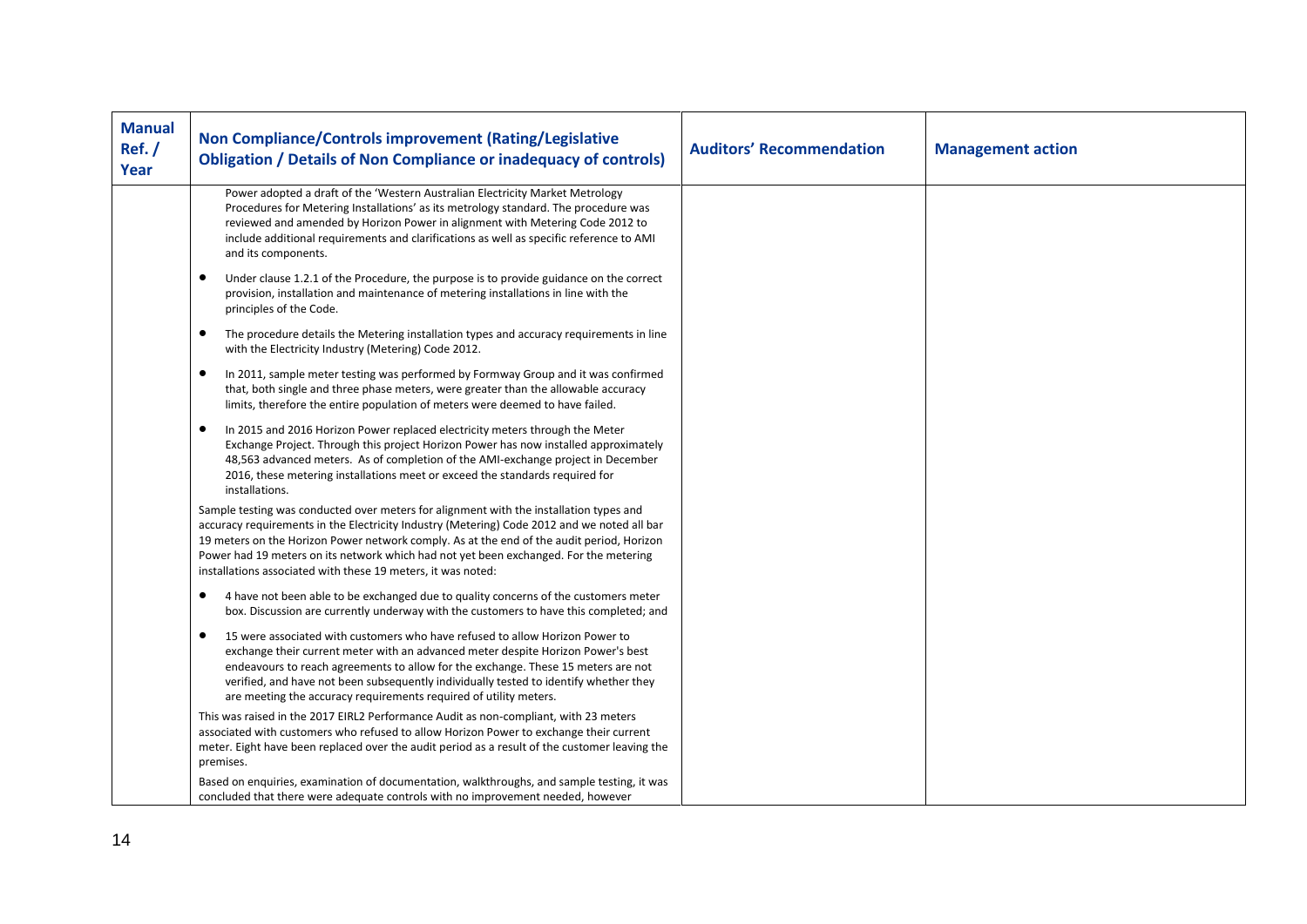| Manual Ref. / Year | Non Compliance/Controls improvement (Rating/Legislative Obligation / Details of Non Compliance or inadequacy of controls) | Auditors' Recommendation | Management action |
|---|---|---|---|
| | Power adopted a draft of the 'Western Australian Electricity Market Metrology Procedures for Metering Installations' as its metrology standard. The procedure was reviewed and amended by Horizon Power in alignment with Metering Code 2012 to include additional requirements and clarifications as well as specific reference to AMI and its components.<br>• Under clause 1.2.1 of the Procedure, the purpose is to provide guidance on the correct provision, installation and maintenance of metering installations in line with the principles of the Code.<br>• The procedure details the Metering installation types and accuracy requirements in line with the Electricity Industry (Metering) Code 2012.<br>• In 2011, sample meter testing was performed by Formway Group and it was confirmed that, both single and three phase meters, were greater than the allowable accuracy limits, therefore the entire population of meters were deemed to have failed.<br>• In 2015 and 2016 Horizon Power replaced electricity meters through the Meter Exchange Project. Through this project Horizon Power has now installed approximately 48,563 advanced meters. As of completion of the AMI-exchange project in December 2016, these metering installations meet or exceed the standards required for installations.<br>Sample testing was conducted over meters for alignment with the installation types and accuracy requirements in the Electricity Industry (Metering) Code 2012 and we noted all bar 19 meters on the Horizon Power network comply. As at the end of the audit period, Horizon Power had 19 meters on its network which had not yet been exchanged. For the metering installations associated with these 19 meters, it was noted:<br>• 4 have not been able to be exchanged due to quality concerns of the customers meter box. Discussion are currently underway with the customers to have this completed; and<br>• 15 were associated with customers who have refused to allow Horizon Power to exchange their current meter with an advanced meter despite Horizon Power's best endeavours to reach agreements to allow for the exchange. These 15 meters are not verified, and have not been subsequently individually tested to identify whether they are meeting the accuracy requirements required of utility meters.<br>This was raised in the 2017 EIRL2 Performance Audit as non-compliant, with 23 meters associated with customers who refused to allow Horizon Power to exchange their current meter. Eight have been replaced over the audit period as a result of the customer leaving the premises.<br>Based on enquiries, examination of documentation, walkthroughs, and sample testing, it was concluded that there were adequate controls with no improvement needed, however | | |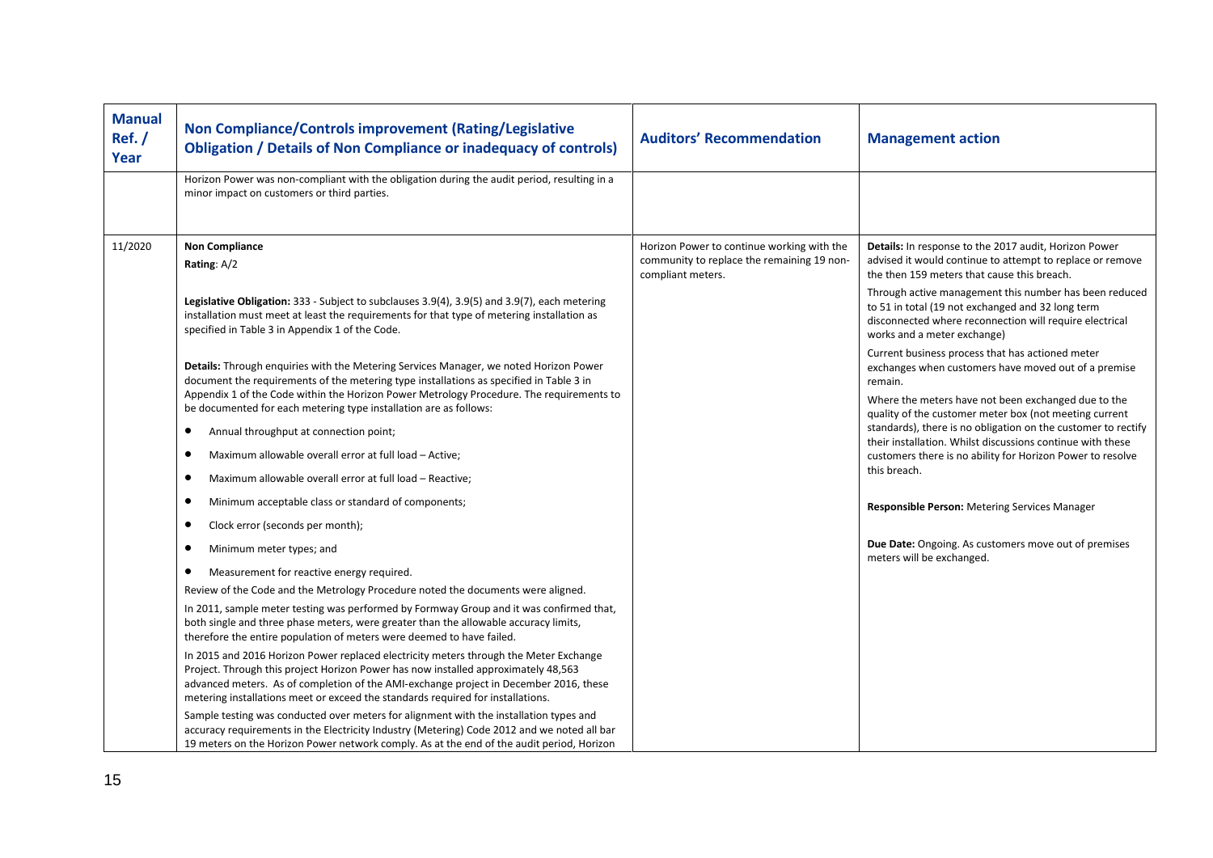| Manual Ref. / Year | Non Compliance/Controls improvement (Rating/Legislative Obligation / Details of Non Compliance or inadequacy of controls) | Auditors' Recommendation | Management action |
|---|---|---|---|
| | Horizon Power was non-compliant with the obligation during the audit period, resulting in a minor impact on customers or third parties. | | |
| 11/2020 | **Non Compliance**<br>**Rating**: A/2<br><br>**Legislative Obligation:** 333 - Subject to subclauses 3.9(4), 3.9(5) and 3.9(7), each metering installation must meet at least the requirements for that type of metering installation as specified in Table 3 in Appendix 1 of the Code.<br><br>**Details:** Through enquiries with the Metering Services Manager, we noted Horizon Power document the requirements of the metering type installations as specified in Table 3 in Appendix 1 of the Code within the Horizon Power Metrology Procedure. The requirements to be documented for each metering type installation are as follows:<br>• Annual throughput at connection point;<br>• Maximum allowable overall error at full load – Active;<br>• Maximum allowable overall error at full load – Reactive;<br>• Minimum acceptable class or standard of components;<br>• Clock error (seconds per month);<br>• Minimum meter types; and<br>• Measurement for reactive energy required.<br>Review of the Code and the Metrology Procedure noted the documents were aligned.<br>In 2011, sample meter testing was performed by Formway Group and it was confirmed that, both single and three phase meters, were greater than the allowable accuracy limits, therefore the entire population of meters were deemed to have failed.<br>In 2015 and 2016 Horizon Power replaced electricity meters through the Meter Exchange Project. Through this project Horizon Power has now installed approximately 48,563 advanced meters. As of completion of the AMI-exchange project in December 2016, these metering installations meet or exceed the standards required for installations.<br>Sample testing was conducted over meters for alignment with the installation types and accuracy requirements in the Electricity Industry (Metering) Code 2012 and we noted all bar 19 meters on the Horizon Power network comply. As at the end of the audit period, Horizon | Horizon Power to continue working with the community to replace the remaining 19 non-compliant meters. | **Details:** In response to the 2017 audit, Horizon Power advised it would continue to attempt to replace or remove the then 159 meters that cause this breach.<br>Through active management this number has been reduced to 51 in total (19 not exchanged and 32 long term disconnected where reconnection will require electrical works and a meter exchange)<br>Current business process that has actioned meter exchanges when customers have moved out of a premise remain.<br>Where the meters have not been exchanged due to the quality of the customer meter box (not meeting current standards), there is no obligation on the customer to rectify their installation. Whilst discussions continue with these customers there is no ability for Horizon Power to resolve this breach.<br><br>**Responsible Person:** Metering Services Manager<br><br>**Due Date:** Ongoing. As customers move out of premises meters will be exchanged. |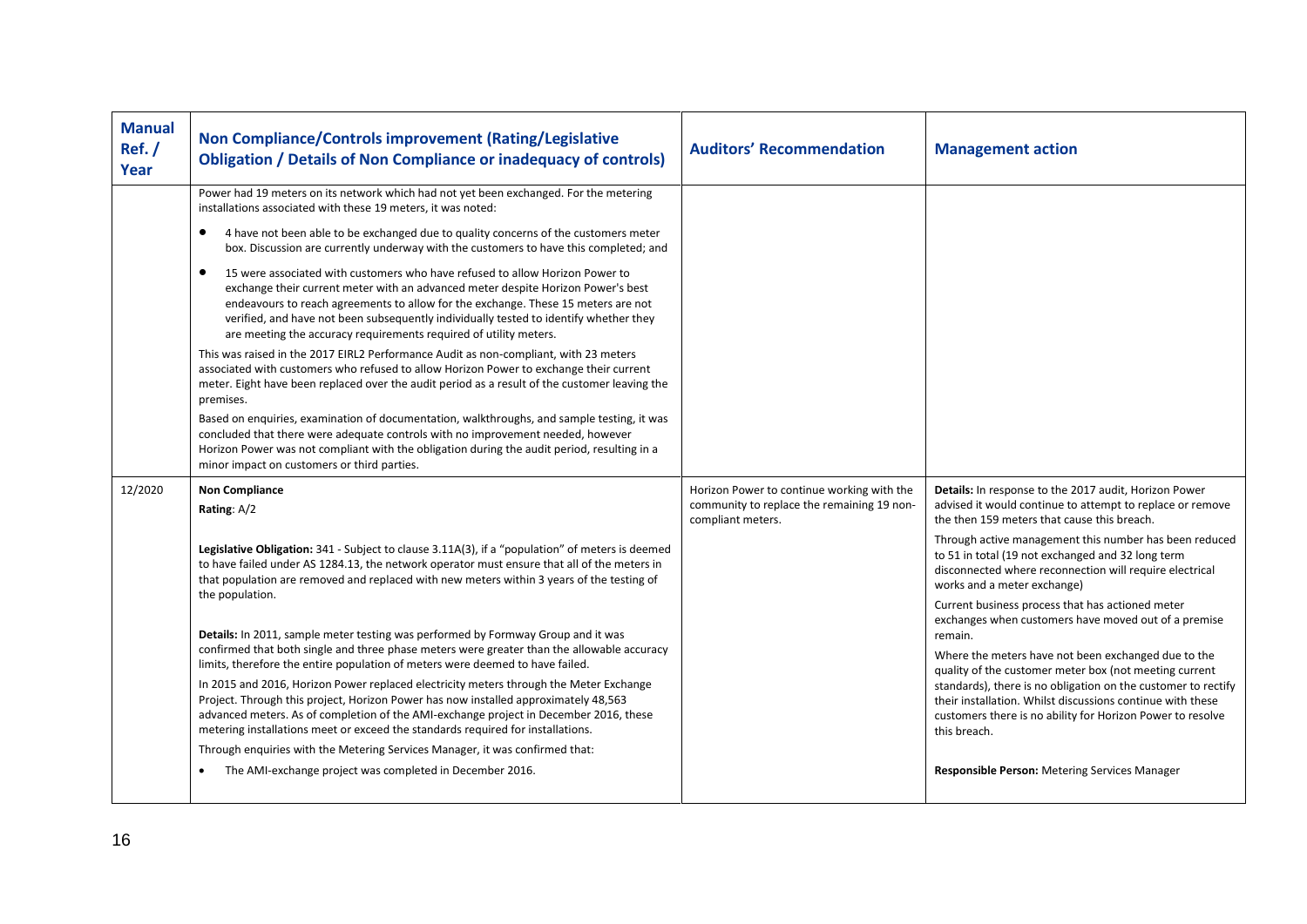| Manual Ref. / Year | Non Compliance/Controls improvement (Rating/Legislative Obligation / Details of Non Compliance or inadequacy of controls) | Auditors' Recommendation | Management action |
|---|---|---|---|
| | Power had 19 meters on its network which had not yet been exchanged. For the metering installations associated with these 19 meters, it was noted:<br>• 4 have not been able to be exchanged due to quality concerns of the customers meter box. Discussion are currently underway with the customers to have this completed; and<br>• 15 were associated with customers who have refused to allow Horizon Power to exchange their current meter with an advanced meter despite Horizon Power's best endeavours to reach agreements to allow for the exchange. These 15 meters are not verified, and have not been subsequently individually tested to identify whether they are meeting the accuracy requirements required of utility meters.<br>This was raised in the 2017 EIRL2 Performance Audit as non-compliant, with 23 meters associated with customers who refused to allow Horizon Power to exchange their current meter. Eight have been replaced over the audit period as a result of the customer leaving the premises.<br>Based on enquiries, examination of documentation, walkthroughs, and sample testing, it was concluded that there were adequate controls with no improvement needed, however Horizon Power was not compliant with the obligation during the audit period, resulting in a minor impact on customers or third parties. | | |
| 12/2020 | **Non Compliance**<br>**Rating**: A/2<br><br>**Legislative Obligation:** 341 - Subject to clause 3.11A(3), if a "population" of meters is deemed to have failed under AS 1284.13, the network operator must ensure that all of the meters in that population are removed and replaced with new meters within 3 years of the testing of the population.<br><br>**Details:** In 2011, sample meter testing was performed by Formway Group and it was confirmed that both single and three phase meters were greater than the allowable accuracy limits, therefore the entire population of meters were deemed to have failed.<br>In 2015 and 2016, Horizon Power replaced electricity meters through the Meter Exchange Project. Through this project, Horizon Power has now installed approximately 48,563 advanced meters. As of completion of the AMI-exchange project in December 2016, these metering installations meet or exceed the standards required for installations.<br>Through enquiries with the Metering Services Manager, it was confirmed that:<br>• The AMI-exchange project was completed in December 2016. | Horizon Power to continue working with the community to replace the remaining 19 non-compliant meters. | **Details:** In response to the 2017 audit, Horizon Power advised it would continue to attempt to replace or remove the then 159 meters that cause this breach.<br>Through active management this number has been reduced to 51 in total (19 not exchanged and 32 long term disconnected where reconnection will require electrical works and a meter exchange)<br>Current business process that has actioned meter exchanges when customers have moved out of a premise remain.<br>Where the meters have not been exchanged due to the quality of the customer meter box (not meeting current standards), there is no obligation on the customer to rectify their installation. Whilst discussions continue with these customers there is no ability for Horizon Power to resolve this breach.<br><br>**Responsible Person:** Metering Services Manager |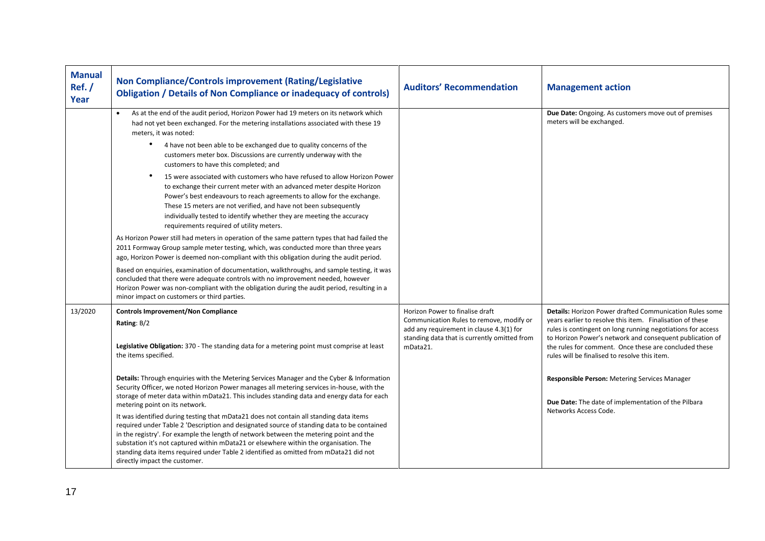| Manual Ref. / Year | Non Compliance/Controls improvement (Rating/Legislative Obligation / Details of Non Compliance or inadequacy of controls) | Auditors' Recommendation | Management action |
|---|---|---|---|
| | • As at the end of the audit period, Horizon Power had 19 meters on its network which had not yet been exchanged. For the metering installations associated with these 19 meters, it was noted:<br>&nbsp;&nbsp;• 4 have not been able to be exchanged due to quality concerns of the customers meter box. Discussions are currently underway with the customers to have this completed; and<br>&nbsp;&nbsp;• 15 were associated with customers who have refused to allow Horizon Power to exchange their current meter with an advanced meter despite Horizon Power's best endeavours to reach agreements to allow for the exchange. These 15 meters are not verified, and have not been subsequently individually tested to identify whether they are meeting the accuracy requirements required of utility meters.<br><br>As Horizon Power still had meters in operation of the same pattern types that had failed the 2011 Formway Group sample meter testing, which, was conducted more than three years ago, Horizon Power is deemed non-compliant with this obligation during the audit period.<br><br>Based on enquiries, examination of documentation, walkthroughs, and sample testing, it was concluded that there were adequate controls with no improvement needed, however Horizon Power was non-compliant with the obligation during the audit period, resulting in a minor impact on customers or third parties. | | **Due Date:** Ongoing. As customers move out of premises meters will be exchanged. |
| 13/2020 | **Controls Improvement/Non Compliance**<br><br>**Rating**: B/2<br><br>**Legislative Obligation:** 370 - The standing data for a metering point must comprise at least the items specified.<br><br>**Details:** Through enquiries with the Metering Services Manager and the Cyber & Information Security Officer, we noted Horizon Power manages all metering services in-house, with the storage of meter data within mData21. This includes standing data and energy data for each metering point on its network.<br><br>It was identified during testing that mData21 does not contain all standing data items required under Table 2 'Description and designated source of standing data to be contained in the registry'. For example the length of network between the metering point and the substation it's not captured within mData21 or elsewhere within the organisation. The standing data items required under Table 2 identified as omitted from mData21 did not directly impact the customer. | Horizon Power to finalise draft Communication Rules to remove, modify or add any requirement in clause 4.3(1) for standing data that is currently omitted from mData21. | **Details:** Horizon Power drafted Communication Rules some years earlier to resolve this item. Finalisation of these rules is contingent on long running negotiations for access to Horizon Power's network and consequent publication of the rules for comment. Once these are concluded these rules will be finalised to resolve this item.<br><br>**Responsible Person:** Metering Services Manager<br><br>**Due Date:** The date of implementation of the Pilbara Networks Access Code. |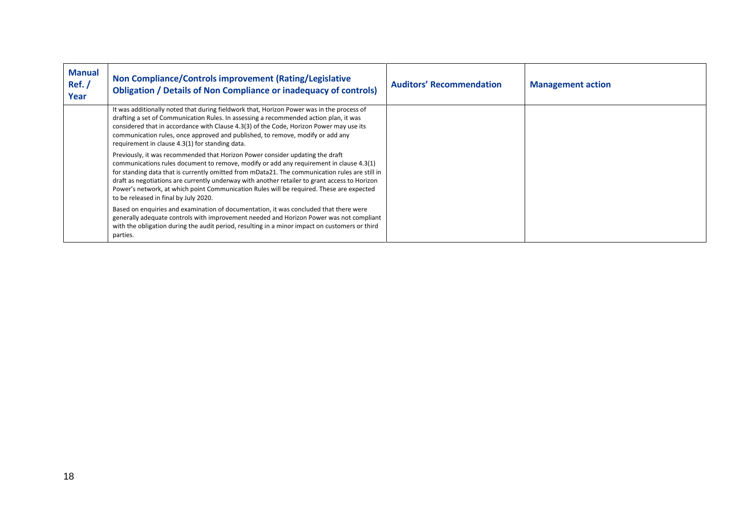| Manual Ref. / Year | Non Compliance/Controls improvement (Rating/Legislative Obligation / Details of Non Compliance or inadequacy of controls) | Auditors' Recommendation | Management action |
|---|---|---|---|
| | It was additionally noted that during fieldwork that, Horizon Power was in the process of drafting a set of Communication Rules. In assessing a recommended action plan, it was considered that in accordance with Clause 4.3(3) of the Code, Horizon Power may use its communication rules, once approved and published, to remove, modify or add any requirement in clause 4.3(1) for standing data.<br><br>Previously, it was recommended that Horizon Power consider updating the draft communications rules document to remove, modify or add any requirement in clause 4.3(1) for standing data that is currently omitted from mData21. The communication rules are still in draft as negotiations are currently underway with another retailer to grant access to Horizon Power's network, at which point Communication Rules will be required. These are expected to be released in final by July 2020.<br><br>Based on enquiries and examination of documentation, it was concluded that there were generally adequate controls with improvement needed and Horizon Power was not compliant with the obligation during the audit period, resulting in a minor impact on customers or third parties. | | |